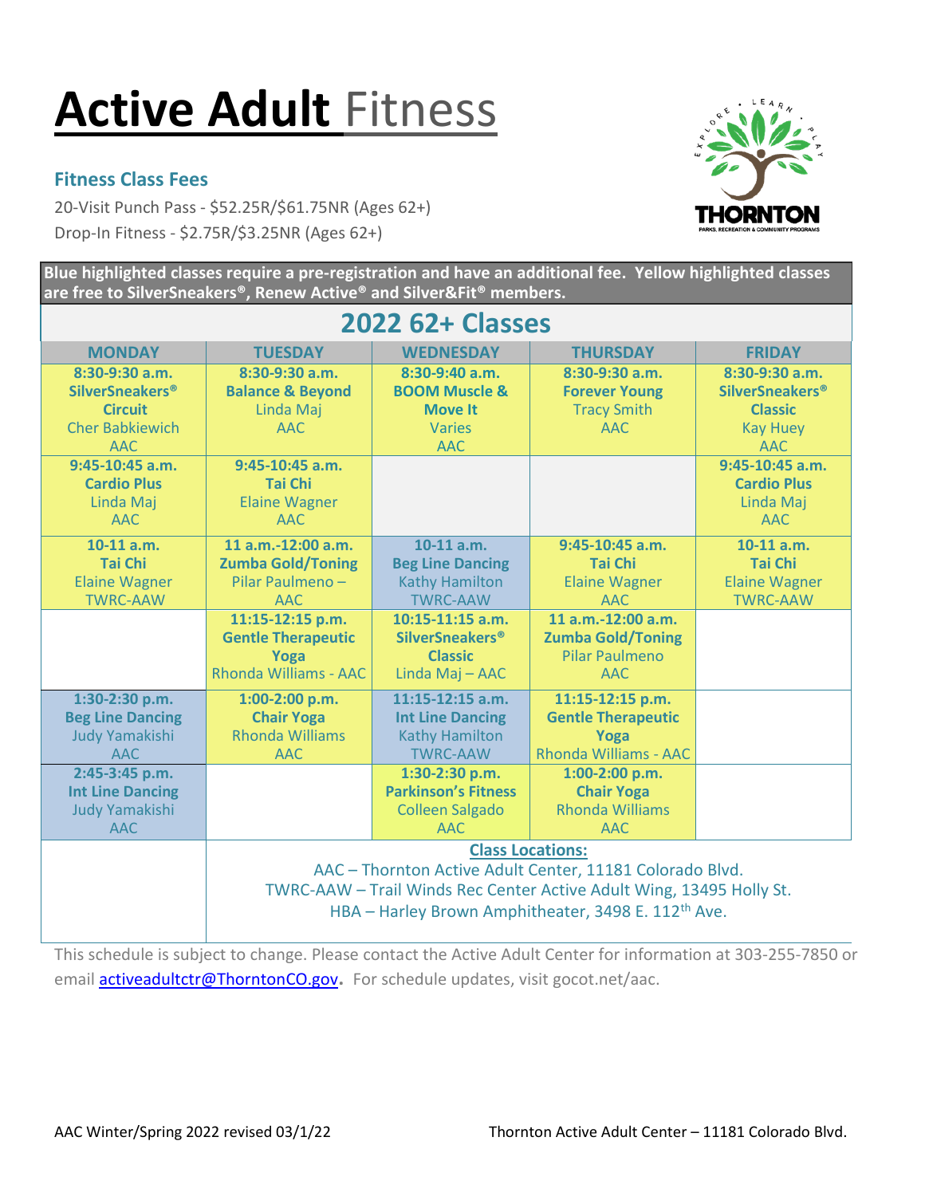# **Active Adult** Fitness

### Fitness Class Fees

20-Visit Punch Pass - $52.25R/$61.75NR (Ages 62+)
Drop-In Fitness - $2.75R/$3.25NR (Ages 62+)

**Blue highlighted classes require a pre-registration and have an additional fee. Yellow highlighted classes are free to SilverSneakers®, Renew Active® and Silver&Fit® members.**

## 2022 62+ Classes

| MONDAY | TUESDAY | WEDNESDAY | THURSDAY | FRIDAY |
|---|---|---|---|---|
| 8:30-9:30 a.m. **SilverSneakers® Circuit** Cher Babkiewich AAC | 8:30-9:30 a.m. **Balance & Beyond** Linda Maj AAC | 8:30-9:40 a.m. **BOOM Muscle & Move It** Varies AAC | 8:30-9:30 a.m. **Forever Young** Tracy Smith AAC | 8:30-9:30 a.m. **SilverSneakers® Classic** Kay Huey AAC |
| 9:45-10:45 a.m. **Cardio Plus** Linda Maj AAC | 9:45-10:45 a.m. **Tai Chi** Elaine Wagner AAC | | | 9:45-10:45 a.m. **Cardio Plus** Linda Maj AAC |
| 10-11 a.m. **Tai Chi** Elaine Wagner TWRC-AAW | 11 a.m.-12:00 a.m. **Zumba Gold/Toning** Pilar Paulmeno – AAC | 10-11 a.m. **Beg Line Dancing** Kathy Hamilton TWRC-AAW | 9:45-10:45 a.m. **Tai Chi** Elaine Wagner AAC | 10-11 a.m. **Tai Chi** Elaine Wagner TWRC-AAW |
| | 11:15-12:15 p.m. **Gentle Therapeutic Yoga** Rhonda Williams - AAC | 10:15-11:15 a.m. **SilverSneakers® Classic** Linda Maj – AAC | 11 a.m.-12:00 a.m. **Zumba Gold/Toning** Pilar Paulmeno AAC | |
| 1:30-2:30 p.m. **Beg Line Dancing** Judy Yamakishi AAC | 1:00-2:00 p.m. **Chair Yoga** Rhonda Williams AAC | 11:15-12:15 a.m. **Int Line Dancing** Kathy Hamilton TWRC-AAW | 11:15-12:15 p.m. **Gentle Therapeutic Yoga** Rhonda Williams - AAC | |
| 2:45-3:45 p.m. **Int Line Dancing** Judy Yamakishi AAC | | 1:30-2:30 p.m. **Parkinson's Fitness** Colleen Salgado AAC | 1:00-2:00 p.m. **Chair Yoga** Rhonda Williams AAC | |

**Class Locations:**

AAC – Thornton Active Adult Center, 11181 Colorado Blvd.
TWRC-AAW – Trail Winds Rec Center Active Adult Wing, 13495 Holly St.
HBA – Harley Brown Amphitheater, 3498 E. 112th Ave.

This schedule is subject to change. Please contact the Active Adult Center for information at 303-255-7850 or email activeadultctr@ThorntonCO.gov. For schedule updates, visit gocot.net/aac.

AAC Winter/Spring 2022 revised 03/1/22 | Thornton Active Adult Center – 11181 Colorado Blvd.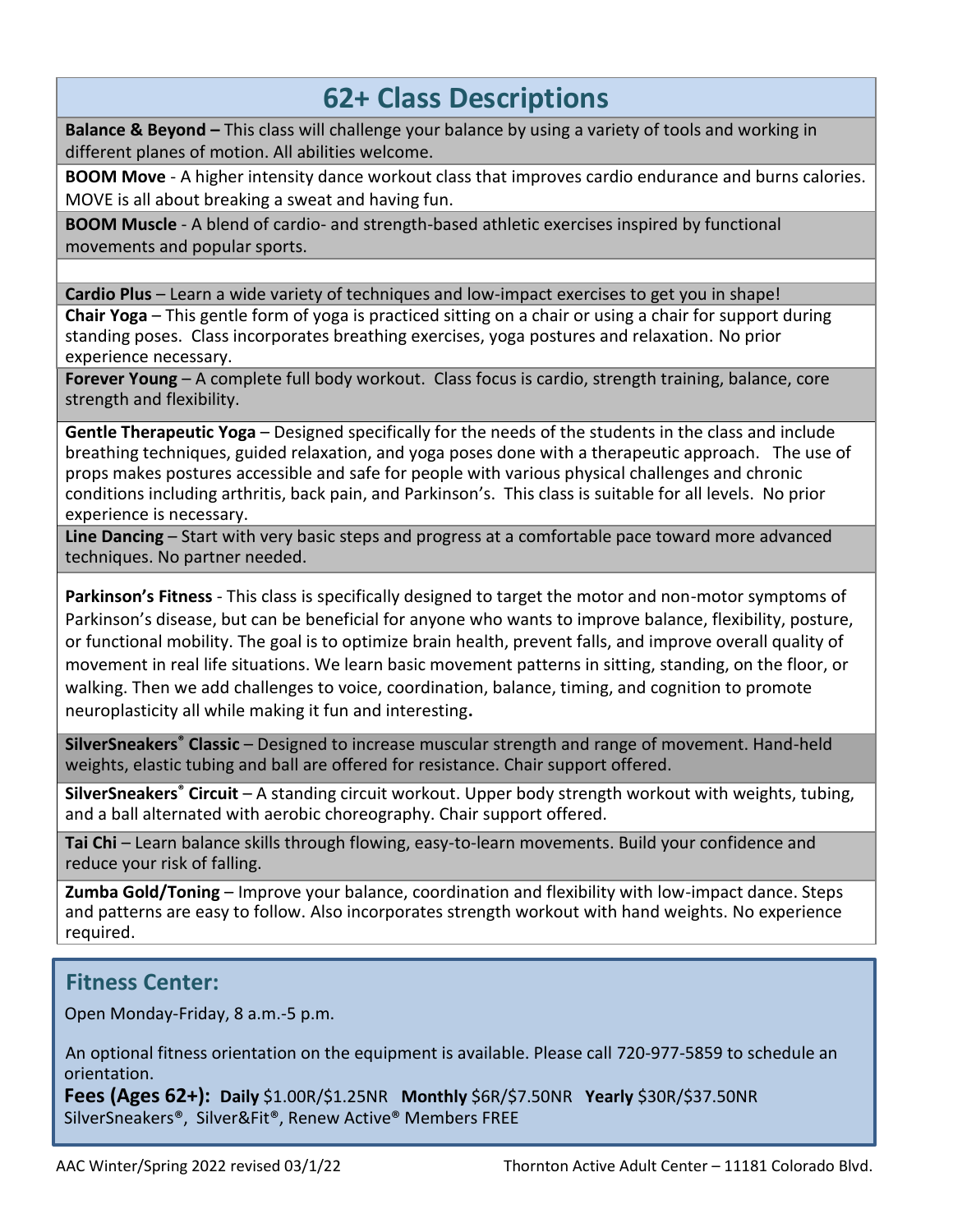# 62+ Class Descriptions

**Balance & Beyond –** This class will challenge your balance by using a variety of tools and working in different planes of motion. All abilities welcome.

**BOOM Move** - A higher intensity dance workout class that improves cardio endurance and burns calories. MOVE is all about breaking a sweat and having fun.

**BOOM Muscle** - A blend of cardio- and strength-based athletic exercises inspired by functional movements and popular sports.

**Cardio Plus** – Learn a wide variety of techniques and low-impact exercises to get you in shape!

**Chair Yoga** – This gentle form of yoga is practiced sitting on a chair or using a chair for support during standing poses. Class incorporates breathing exercises, yoga postures and relaxation. No prior experience necessary.

**Forever Young** – A complete full body workout. Class focus is cardio, strength training, balance, core strength and flexibility.

**Gentle Therapeutic Yoga** – Designed specifically for the needs of the students in the class and include breathing techniques, guided relaxation, and yoga poses done with a therapeutic approach. The use of props makes postures accessible and safe for people with various physical challenges and chronic conditions including arthritis, back pain, and Parkinson's. This class is suitable for all levels. No prior experience is necessary.

**Line Dancing** – Start with very basic steps and progress at a comfortable pace toward more advanced techniques. No partner needed.

**Parkinson's Fitness** - This class is specifically designed to target the motor and non-motor symptoms of Parkinson's disease, but can be beneficial for anyone who wants to improve balance, flexibility, posture, or functional mobility. The goal is to optimize brain health, prevent falls, and improve overall quality of movement in real life situations. We learn basic movement patterns in sitting, standing, on the floor, or walking. Then we add challenges to voice, coordination, balance, timing, and cognition to promote neuroplasticity all while making it fun and interesting.

**SilverSneakers® Classic** – Designed to increase muscular strength and range of movement. Hand-held weights, elastic tubing and ball are offered for resistance. Chair support offered.

**SilverSneakers® Circuit** – A standing circuit workout. Upper body strength workout with weights, tubing, and a ball alternated with aerobic choreography. Chair support offered.

**Tai Chi** – Learn balance skills through flowing, easy-to-learn movements. Build your confidence and reduce your risk of falling.

**Zumba Gold/Toning** – Improve your balance, coordination and flexibility with low-impact dance. Steps and patterns are easy to follow. Also incorporates strength workout with hand weights. No experience required.

## Fitness Center:

Open Monday-Friday, 8 a.m.-5 p.m.

An optional fitness orientation on the equipment is available. Please call 720-977-5859 to schedule an orientation.

**Fees (Ages 62+): Daily** $1.00R/$1.25NR **Monthly** $6R/$7.50NR **Yearly** $30R/$37.50NR
SilverSneakers®, Silver&Fit®, Renew Active® Members FREE

AAC Winter/Spring 2022 revised 03/1/22 Thornton Active Adult Center – 11181 Colorado Blvd.